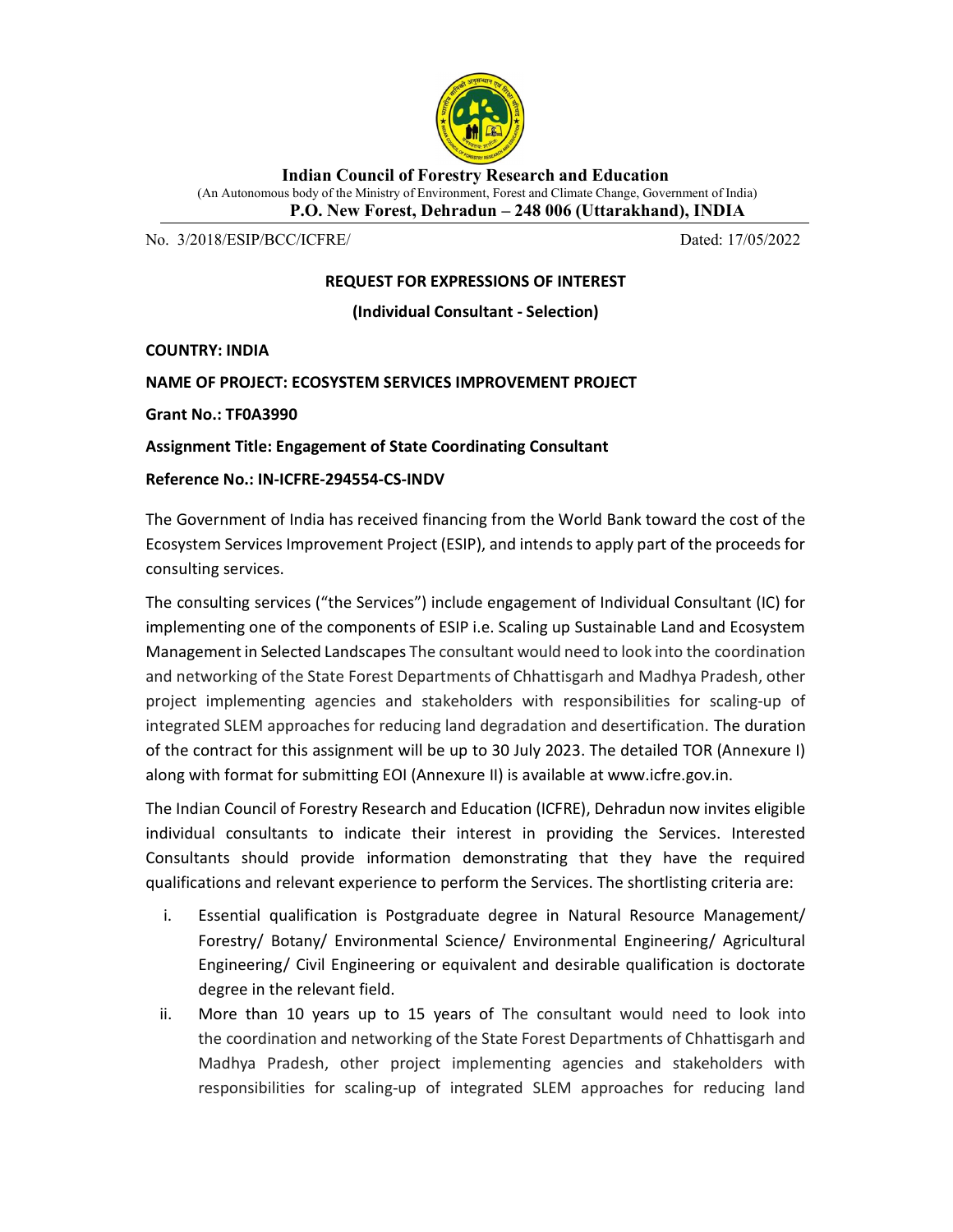**Indian Council of Forestry Research and Education**

(An Autonomous body of the Ministry of Environment, Forest and Climate Change, Government of India)

**P.O. New Forest, Dehradun – 248 006 (Uttarakhand), INDIA**

No. 3/2018/ESIP/BCC/ICFRE/ Dated: 17/05/2022

**REQUEST FOR EXPRESSIONS OF INTEREST**

**(Individual Consultant - Selection)**

**COUNTRY: INDIA**

**NAME OF PROJECT: ECOSYSTEM SERVICES IMPROVEMENT PROJECT**

**Grant No.: TF0A3990**

**Assignment Title: Engagement of State Coordinating Consultant**

**Reference No.: IN-ICFRE-294554-CS-INDV**

The Government of India has received financing from the World Bank toward the cost of the Ecosystem Services Improvement Project (ESIP), and intends to apply part of the proceeds for consulting services.

The consulting services ("the Services") include engagement of Individual Consultant (IC) for implementing one of the components of ESIP i.e. Scaling up Sustainable Land and Ecosystem Management in Selected Landscapes The consultant would need to look into the coordination and networking of the State Forest Departments of Chhattisgarh and Madhya Pradesh, other project implementing agencies and stakeholders with responsibilities for scaling-up of integrated SLEM approaches for reducing land degradation and desertification. The duration of the contract for this assignment will be up to 30 July 2023. The detailed TOR (Annexure I) along with format for submitting EOI (Annexure II) is available at www.icfre.gov.in.

The Indian Council of Forestry Research and Education (ICFRE), Dehradun now invites eligible individual consultants to indicate their interest in providing the Services. Interested Consultants should provide information demonstrating that they have the required qualifications and relevant experience to perform the Services. The shortlisting criteria are:

i. Essential qualification is Postgraduate degree in Natural Resource Management/ Forestry/ Botany/ Environmental Science/ Environmental Engineering/ Agricultural Engineering/ Civil Engineering or equivalent and desirable qualification is doctorate degree in the relevant field.

ii. More than 10 years up to 15 years of The consultant would need to look into the coordination and networking of the State Forest Departments of Chhattisgarh and Madhya Pradesh, other project implementing agencies and stakeholders with responsibilities for scaling-up of integrated SLEM approaches for reducing land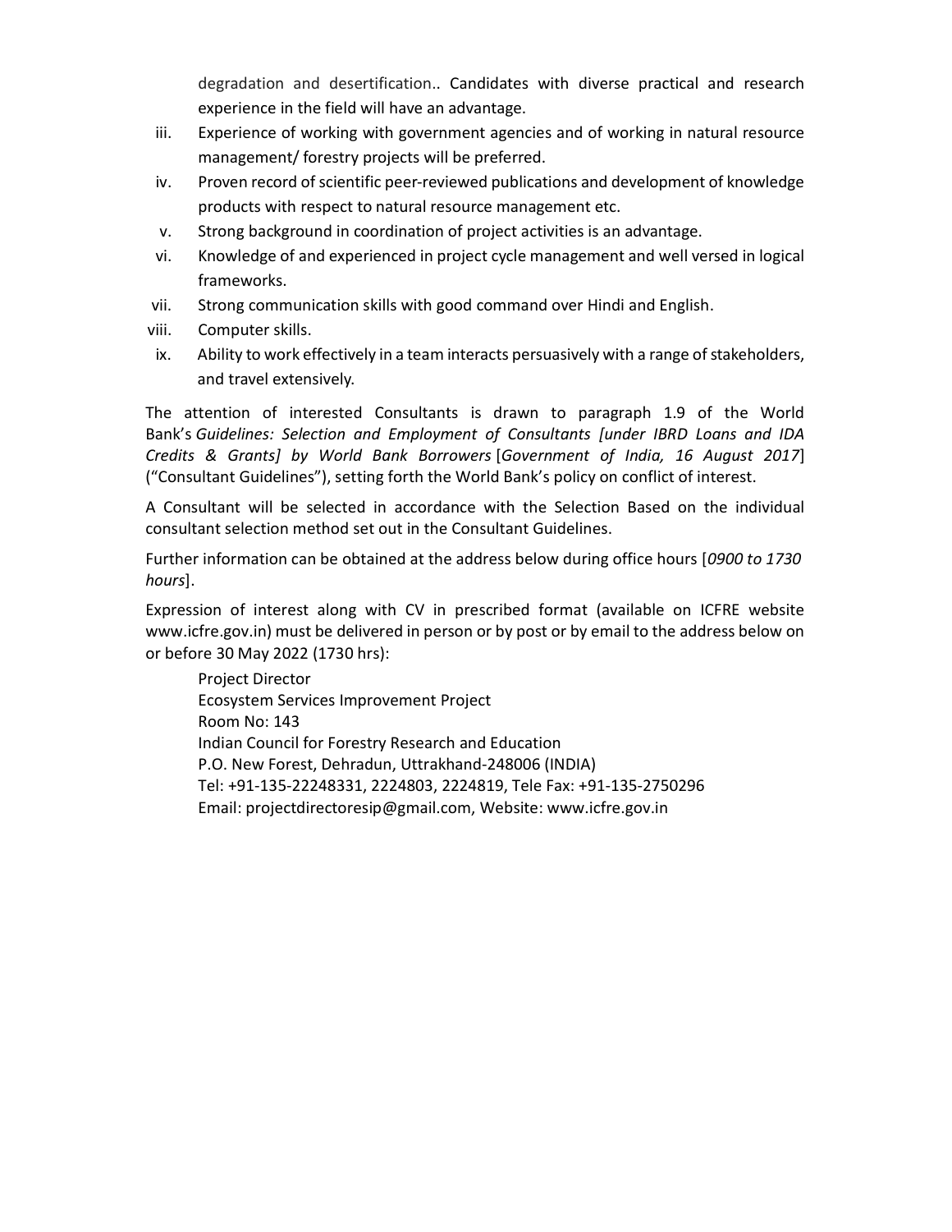degradation and desertification.. Candidates with diverse practical and research experience in the field will have an advantage.

iii. Experience of working with government agencies and of working in natural resource management/ forestry projects will be preferred.

iv. Proven record of scientific peer-reviewed publications and development of knowledge products with respect to natural resource management etc.

v. Strong background in coordination of project activities is an advantage.

vi. Knowledge of and experienced in project cycle management and well versed in logical frameworks.

vii. Strong communication skills with good command over Hindi and English.

viii. Computer skills.

ix. Ability to work effectively in a team interacts persuasively with a range of stakeholders, and travel extensively.

The attention of interested Consultants is drawn to paragraph 1.9 of the World Bank's *Guidelines: Selection and Employment of Consultants [under IBRD Loans and IDA Credits & Grants] by World Bank Borrowers* [*Government of India, 16 August 2017*] ("Consultant Guidelines"), setting forth the World Bank's policy on conflict of interest.

A Consultant will be selected in accordance with the Selection Based on the individual consultant selection method set out in the Consultant Guidelines.

Further information can be obtained at the address below during office hours [*0900 to 1730 hours*].

Expression of interest along with CV in prescribed format (available on ICFRE website www.icfre.gov.in) must be delivered in person or by post or by email to the address below on or before 30 May 2022 (1730 hrs):

Project Director
Ecosystem Services Improvement Project
Room No: 143
Indian Council for Forestry Research and Education
P.O. New Forest, Dehradun, Uttrakhand-248006 (INDIA)
Tel: +91-135-22248331, 2224803, 2224819, Tele Fax: +91-135-2750296
Email: projectdirectoresip@gmail.com, Website: www.icfre.gov.in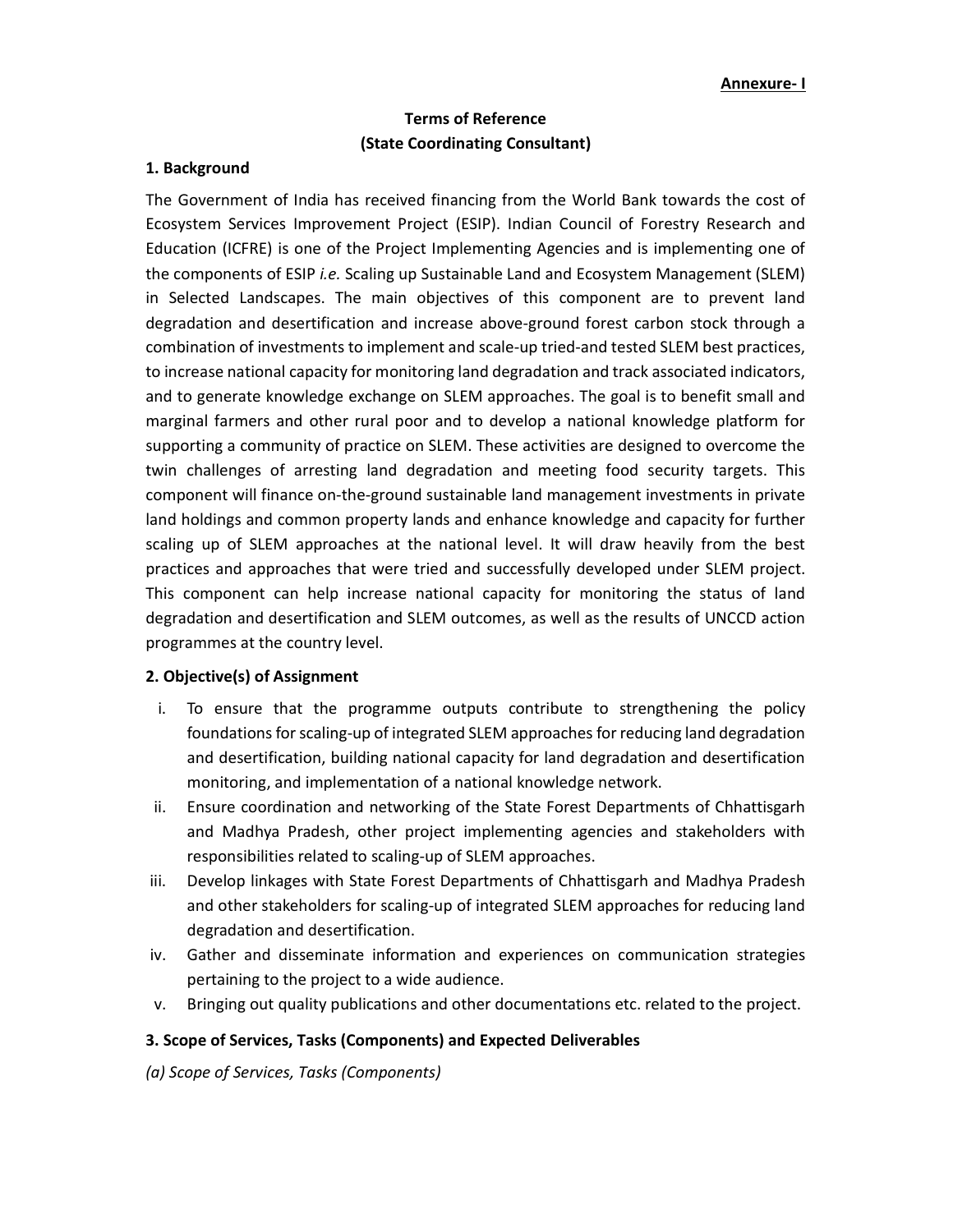**Annexure- I**

# Terms of Reference
# (State Coordinating Consultant)

## 1. Background

The Government of India has received financing from the World Bank towards the cost of Ecosystem Services Improvement Project (ESIP). Indian Council of Forestry Research and Education (ICFRE) is one of the Project Implementing Agencies and is implementing one of the components of ESIP *i.e.* Scaling up Sustainable Land and Ecosystem Management (SLEM) in Selected Landscapes. The main objectives of this component are to prevent land degradation and desertification and increase above-ground forest carbon stock through a combination of investments to implement and scale-up tried-and tested SLEM best practices, to increase national capacity for monitoring land degradation and track associated indicators, and to generate knowledge exchange on SLEM approaches. The goal is to benefit small and marginal farmers and other rural poor and to develop a national knowledge platform for supporting a community of practice on SLEM. These activities are designed to overcome the twin challenges of arresting land degradation and meeting food security targets. This component will finance on-the-ground sustainable land management investments in private land holdings and common property lands and enhance knowledge and capacity for further scaling up of SLEM approaches at the national level. It will draw heavily from the best practices and approaches that were tried and successfully developed under SLEM project. This component can help increase national capacity for monitoring the status of land degradation and desertification and SLEM outcomes, as well as the results of UNCCD action programmes at the country level.

## 2. Objective(s) of Assignment

i. To ensure that the programme outputs contribute to strengthening the policy foundations for scaling-up of integrated SLEM approaches for reducing land degradation and desertification, building national capacity for land degradation and desertification monitoring, and implementation of a national knowledge network.
ii. Ensure coordination and networking of the State Forest Departments of Chhattisgarh and Madhya Pradesh, other project implementing agencies and stakeholders with responsibilities related to scaling-up of SLEM approaches.
iii. Develop linkages with State Forest Departments of Chhattisgarh and Madhya Pradesh and other stakeholders for scaling-up of integrated SLEM approaches for reducing land degradation and desertification.
iv. Gather and disseminate information and experiences on communication strategies pertaining to the project to a wide audience.
v. Bringing out quality publications and other documentations etc. related to the project.

## 3. Scope of Services, Tasks (Components) and Expected Deliverables

*(a) Scope of Services, Tasks (Components)*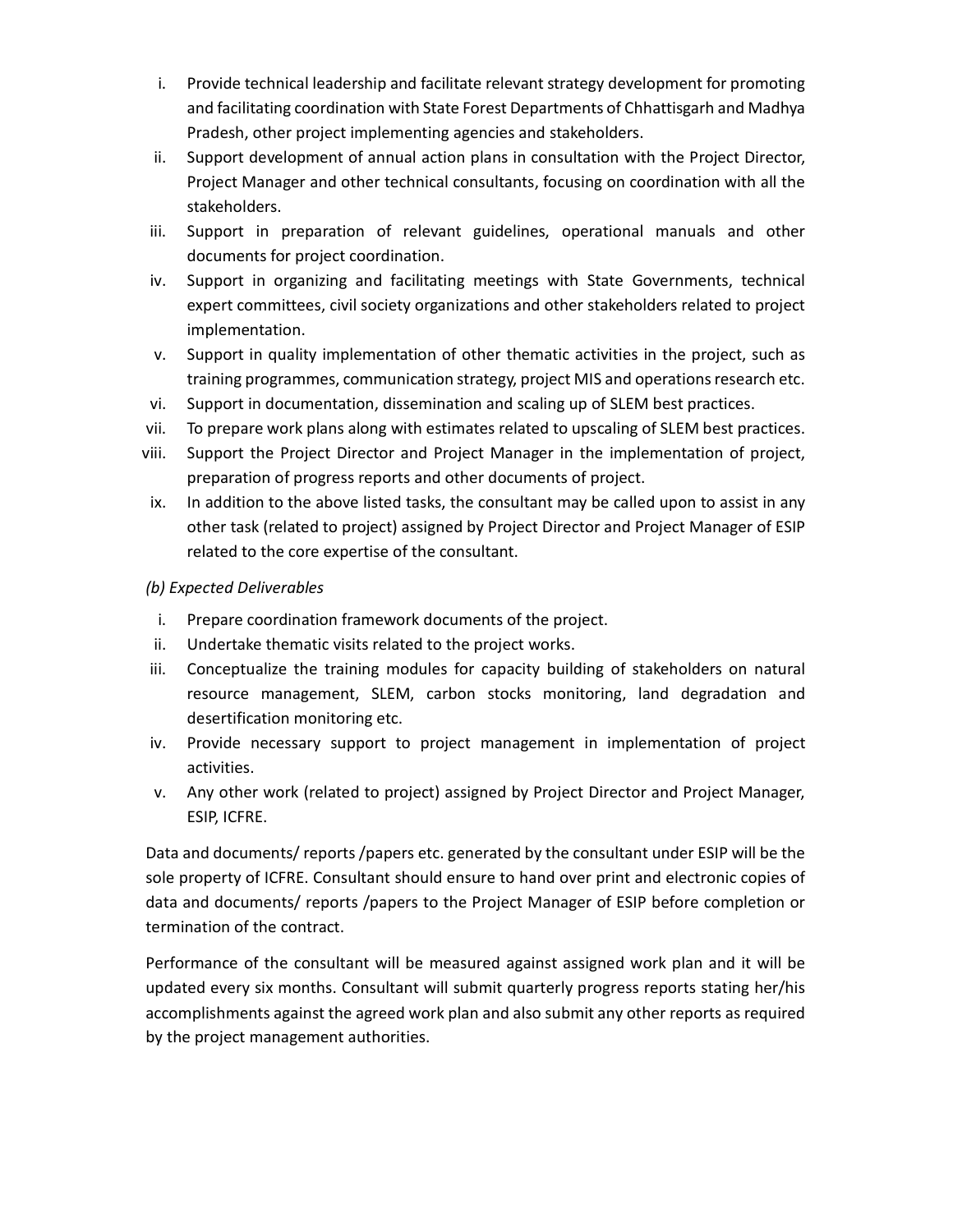i. Provide technical leadership and facilitate relevant strategy development for promoting and facilitating coordination with State Forest Departments of Chhattisgarh and Madhya Pradesh, other project implementing agencies and stakeholders.
ii. Support development of annual action plans in consultation with the Project Director, Project Manager and other technical consultants, focusing on coordination with all the stakeholders.
iii. Support in preparation of relevant guidelines, operational manuals and other documents for project coordination.
iv. Support in organizing and facilitating meetings with State Governments, technical expert committees, civil society organizations and other stakeholders related to project implementation.
v. Support in quality implementation of other thematic activities in the project, such as training programmes, communication strategy, project MIS and operations research etc.
vi. Support in documentation, dissemination and scaling up of SLEM best practices.
vii. To prepare work plans along with estimates related to upscaling of SLEM best practices.
viii. Support the Project Director and Project Manager in the implementation of project, preparation of progress reports and other documents of project.
ix. In addition to the above listed tasks, the consultant may be called upon to assist in any other task (related to project) assigned by Project Director and Project Manager of ESIP related to the core expertise of the consultant.

*(b) Expected Deliverables*

i. Prepare coordination framework documents of the project.
ii. Undertake thematic visits related to the project works.
iii. Conceptualize the training modules for capacity building of stakeholders on natural resource management, SLEM, carbon stocks monitoring, land degradation and desertification monitoring etc.
iv. Provide necessary support to project management in implementation of project activities.
v. Any other work (related to project) assigned by Project Director and Project Manager, ESIP, ICFRE.

Data and documents/ reports /papers etc. generated by the consultant under ESIP will be the sole property of ICFRE. Consultant should ensure to hand over print and electronic copies of data and documents/ reports /papers to the Project Manager of ESIP before completion or termination of the contract.

Performance of the consultant will be measured against assigned work plan and it will be updated every six months. Consultant will submit quarterly progress reports stating her/his accomplishments against the agreed work plan and also submit any other reports as required by the project management authorities.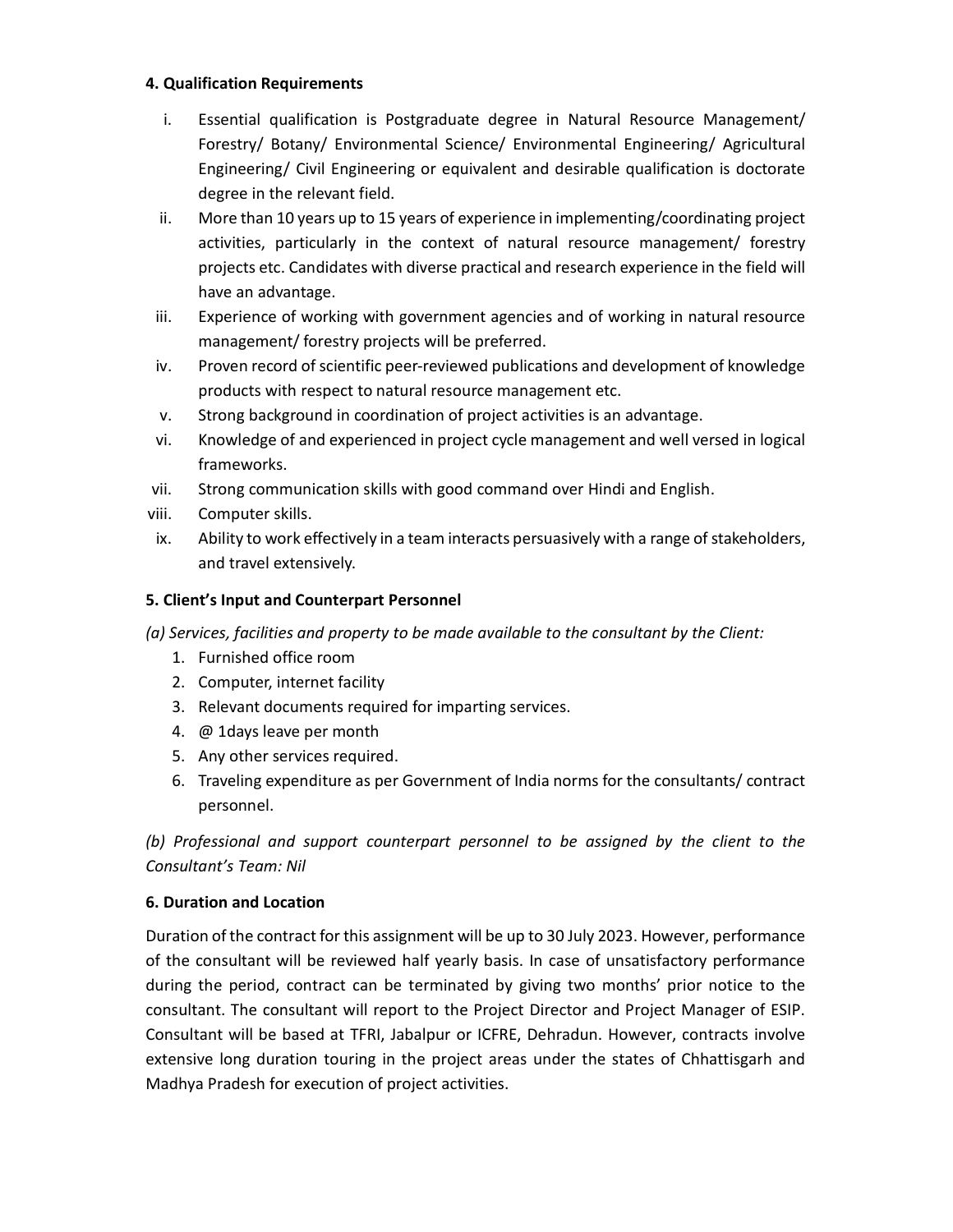**4. Qualification Requirements**

i. Essential qualification is Postgraduate degree in Natural Resource Management/ Forestry/ Botany/ Environmental Science/ Environmental Engineering/ Agricultural Engineering/ Civil Engineering or equivalent and desirable qualification is doctorate degree in the relevant field.
ii. More than 10 years up to 15 years of experience in implementing/coordinating project activities, particularly in the context of natural resource management/ forestry projects etc. Candidates with diverse practical and research experience in the field will have an advantage.
iii. Experience of working with government agencies and of working in natural resource management/ forestry projects will be preferred.
iv. Proven record of scientific peer-reviewed publications and development of knowledge products with respect to natural resource management etc.
v. Strong background in coordination of project activities is an advantage.
vi. Knowledge of and experienced in project cycle management and well versed in logical frameworks.
vii. Strong communication skills with good command over Hindi and English.
viii. Computer skills.
ix. Ability to work effectively in a team interacts persuasively with a range of stakeholders, and travel extensively.

**5. Client's Input and Counterpart Personnel**

*(a) Services, facilities and property to be made available to the consultant by the Client:*

1. Furnished office room
2. Computer, internet facility
3. Relevant documents required for imparting services.
4. @ 1days leave per month
5. Any other services required.
6. Traveling expenditure as per Government of India norms for the consultants/ contract personnel.

*(b) Professional and support counterpart personnel to be assigned by the client to the Consultant's Team: Nil*

**6. Duration and Location**

Duration of the contract for this assignment will be up to 30 July 2023. However, performance of the consultant will be reviewed half yearly basis. In case of unsatisfactory performance during the period, contract can be terminated by giving two months' prior notice to the consultant. The consultant will report to the Project Director and Project Manager of ESIP. Consultant will be based at TFRI, Jabalpur or ICFRE, Dehradun. However, contracts involve extensive long duration touring in the project areas under the states of Chhattisgarh and Madhya Pradesh for execution of project activities.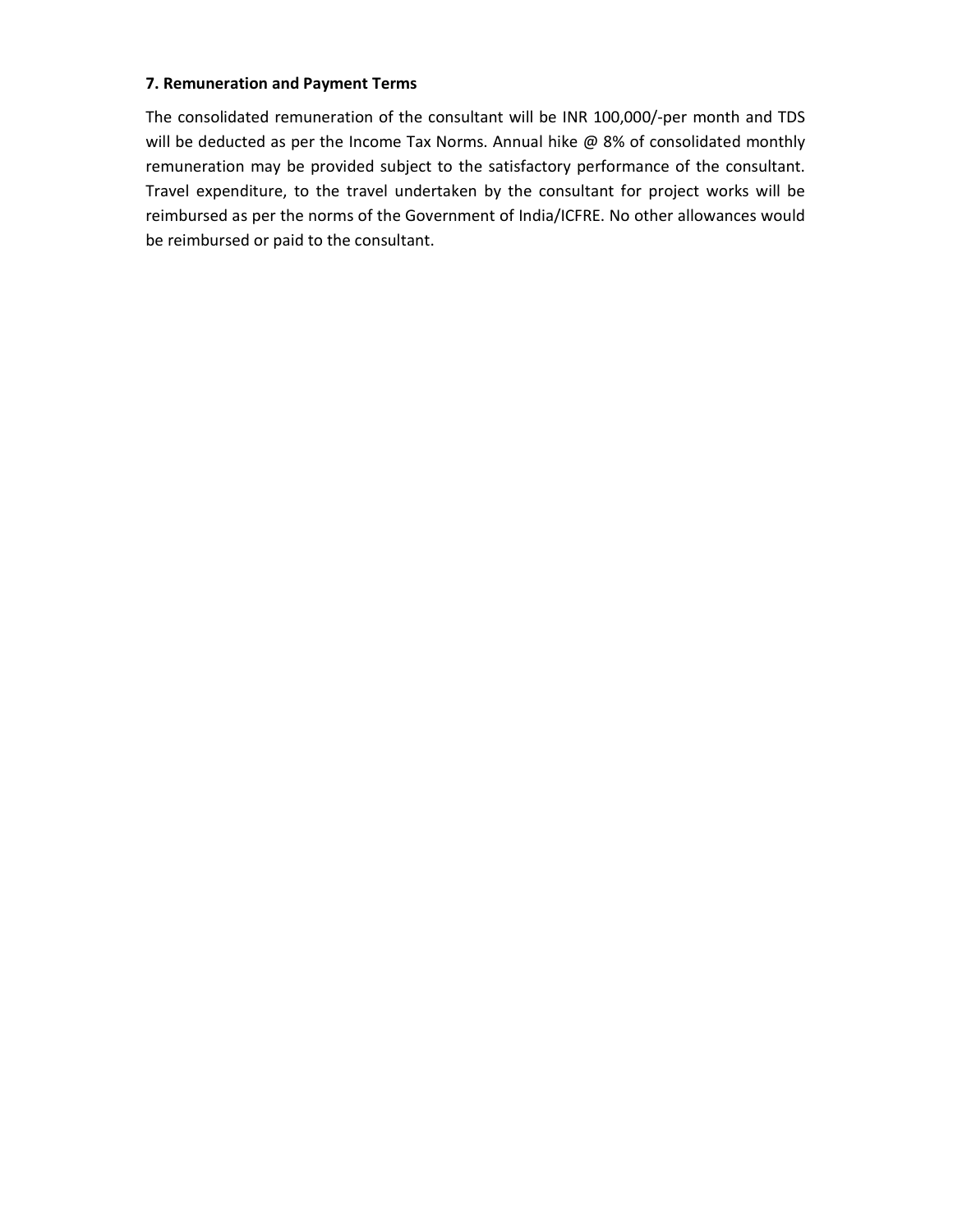**7. Remuneration and Payment Terms**

The consolidated remuneration of the consultant will be INR 100,000/-per month and TDS will be deducted as per the Income Tax Norms. Annual hike @ 8% of consolidated monthly remuneration may be provided subject to the satisfactory performance of the consultant. Travel expenditure, to the travel undertaken by the consultant for project works will be reimbursed as per the norms of the Government of India/ICFRE. No other allowances would be reimbursed or paid to the consultant.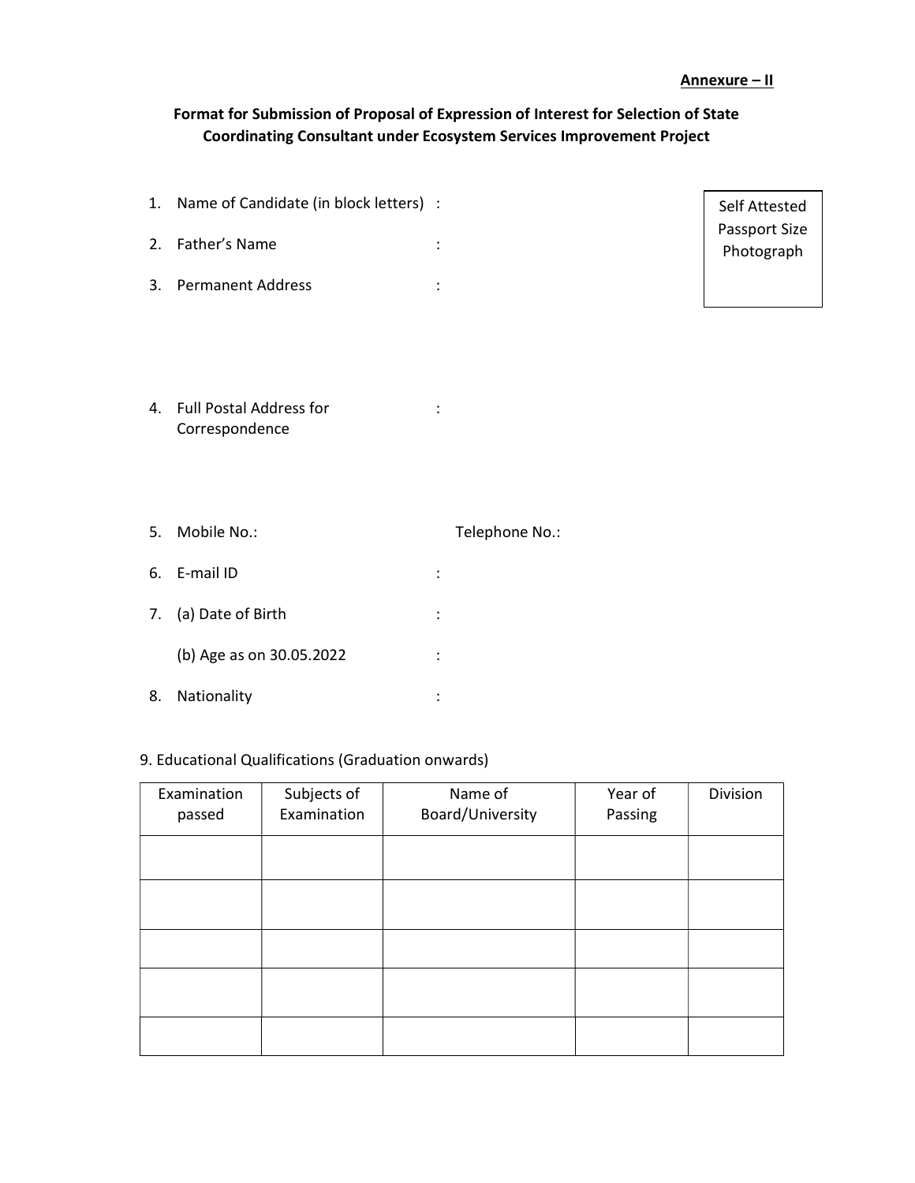**Annexure – II**

**Format for Submission of Proposal of Expression of Interest for Selection of State Coordinating Consultant under Ecosystem Services Improvement Project**

Self Attested Passport Size Photograph

1. Name of Candidate (in block letters) :
2. Father's Name :
3. Permanent Address :
4. Full Postal Address for Correspondence :
5. Mobile No.: Telephone No.:
6. E-mail ID :
7. (a) Date of Birth :

   (b) Age as on 30.05.2022 :
8. Nationality :

9. Educational Qualifications (Graduation onwards)

| Examination passed | Subjects of Examination | Name of Board/University | Year of Passing | Division |
|---|---|---|---|---|
| | | | | |
| | | | | |
| | | | | |
| | | | | |
| | | | | |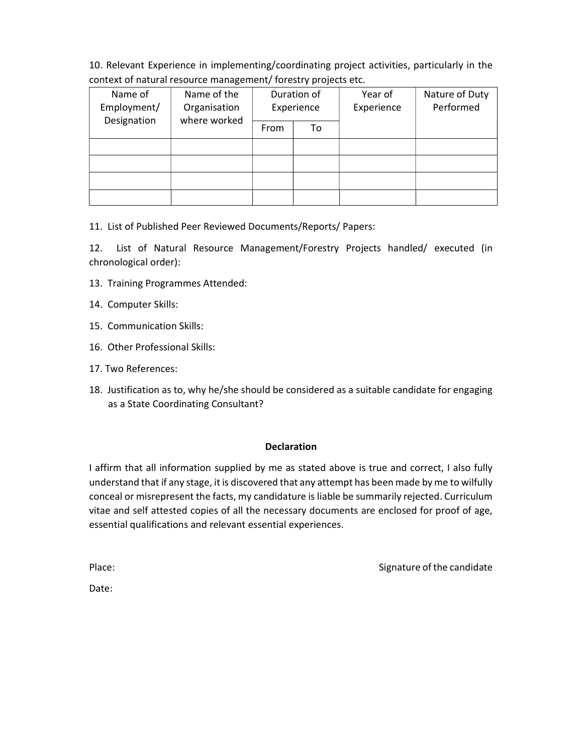10. Relevant Experience in implementing/coordinating project activities, particularly in the context of natural resource management/ forestry projects etc.

| Name of Employment/ Designation | Name of the Organisation where worked | Duration of Experience | | Year of Experience | Nature of Duty Performed |
|---|---|---|---|---|---|
| | | From | To | | |
| | | | | | |
| | | | | | |
| | | | | | |
| | | | | | |

11. List of Published Peer Reviewed Documents/Reports/ Papers:

12. List of Natural Resource Management/Forestry Projects handled/ executed (in chronological order):

13. Training Programmes Attended:

14. Computer Skills:

15. Communication Skills:

16. Other Professional Skills:

17. Two References:

18. Justification as to, why he/she should be considered as a suitable candidate for engaging as a State Coordinating Consultant?

**Declaration**

I affirm that all information supplied by me as stated above is true and correct, I also fully understand that if any stage, it is discovered that any attempt has been made by me to wilfully conceal or misrepresent the facts, my candidature is liable be summarily rejected. Curriculum vitae and self attested copies of all the necessary documents are enclosed for proof of age, essential qualifications and relevant essential experiences.

Place: Signature of the candidate

Date: